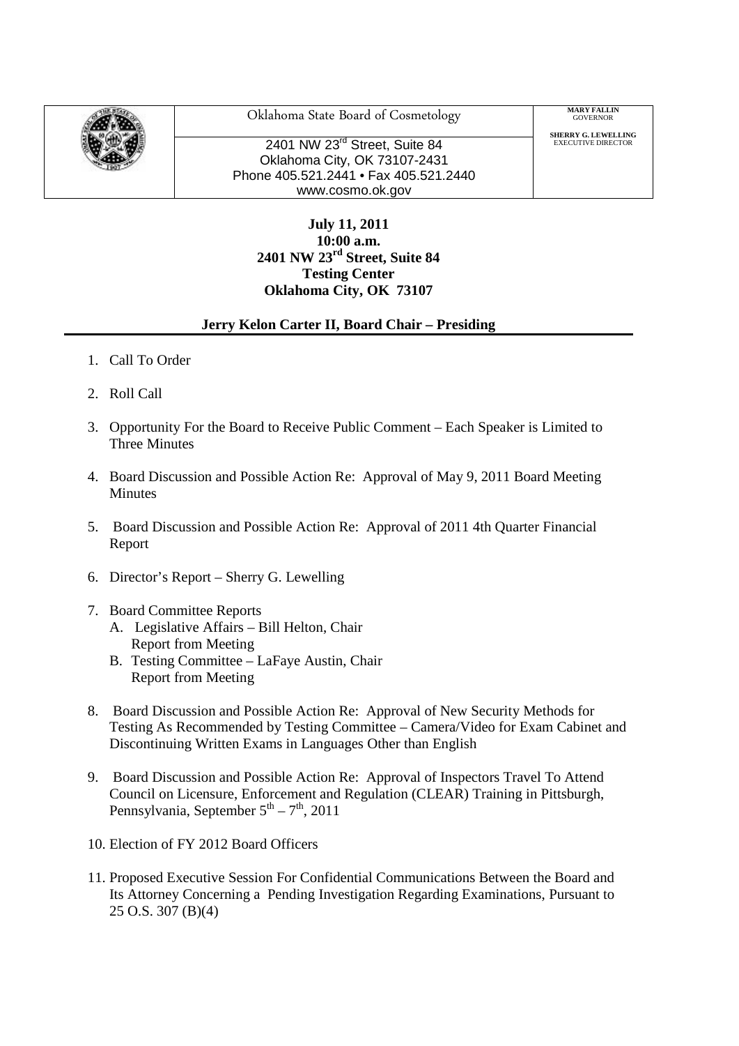Oklahoma State Board of Cosmetology

2401 NW 23rd Street, Suite 84
Oklahoma City, OK 73107-2431
Phone 405.521.2441 • Fax 405.521.2440
www.cosmo.ok.gov

**MARY FALLIN**
GOVERNOR

**SHERRY G. LEWELLING**
EXECUTIVE DIRECTOR

**July 11, 2011**
**10:00 a.m.**
**2401 NW 23rd Street, Suite 84**
**Testing Center**
**Oklahoma City, OK 73107**

**Jerry Kelon Carter II, Board Chair – Presiding**

1. Call To Order
2. Roll Call
3. Opportunity For the Board to Receive Public Comment – Each Speaker is Limited to Three Minutes
4. Board Discussion and Possible Action Re: Approval of May 9, 2011 Board Meeting Minutes
5. Board Discussion and Possible Action Re: Approval of 2011 4th Quarter Financial Report
6. Director's Report – Sherry G. Lewelling
7. Board Committee Reports
   A. Legislative Affairs – Bill Helton, Chair
      Report from Meeting
   B. Testing Committee – LaFaye Austin, Chair
      Report from Meeting
8. Board Discussion and Possible Action Re: Approval of New Security Methods for Testing As Recommended by Testing Committee – Camera/Video for Exam Cabinet and Discontinuing Written Exams in Languages Other than English
9. Board Discussion and Possible Action Re: Approval of Inspectors Travel To Attend Council on Licensure, Enforcement and Regulation (CLEAR) Training in Pittsburgh, Pennsylvania, September 5th – 7th, 2011
10. Election of FY 2012 Board Officers
11. Proposed Executive Session For Confidential Communications Between the Board and Its Attorney Concerning a Pending Investigation Regarding Examinations, Pursuant to 25 O.S. 307 (B)(4)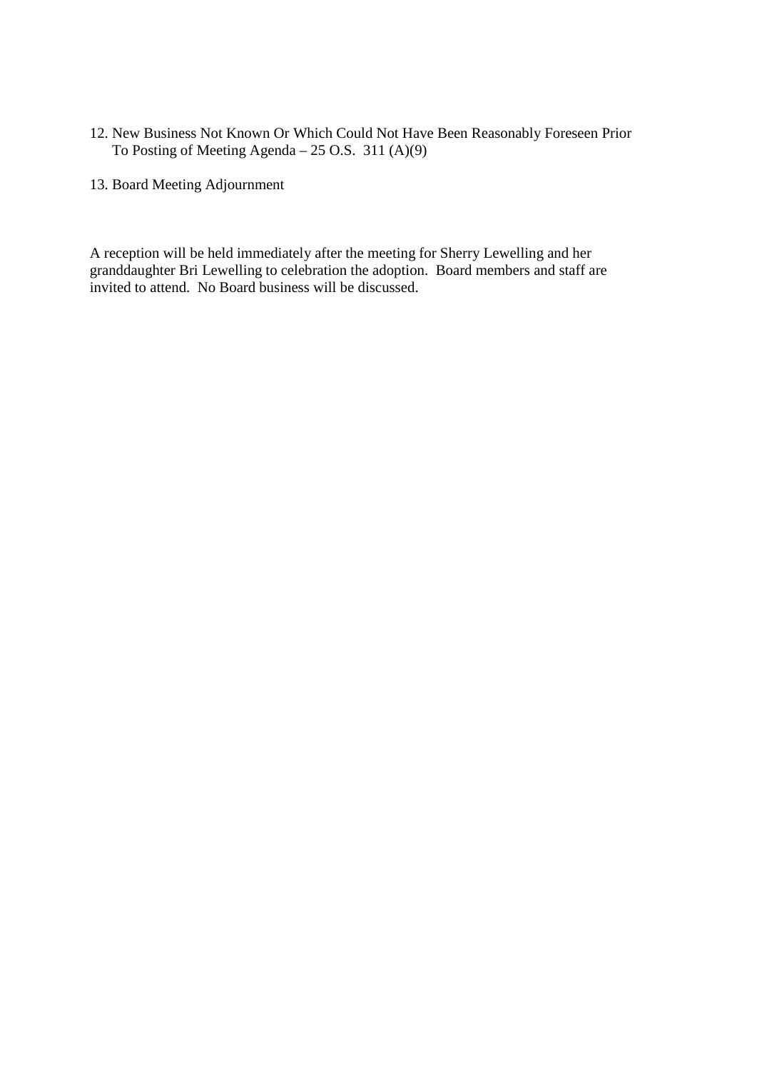12. New Business Not Known Or Which Could Not Have Been Reasonably Foreseen Prior To Posting of Meeting Agenda – 25 O.S. 311 (A)(9)

13. Board Meeting Adjournment

A reception will be held immediately after the meeting for Sherry Lewelling and her granddaughter Bri Lewelling to celebration the adoption. Board members and staff are invited to attend. No Board business will be discussed.